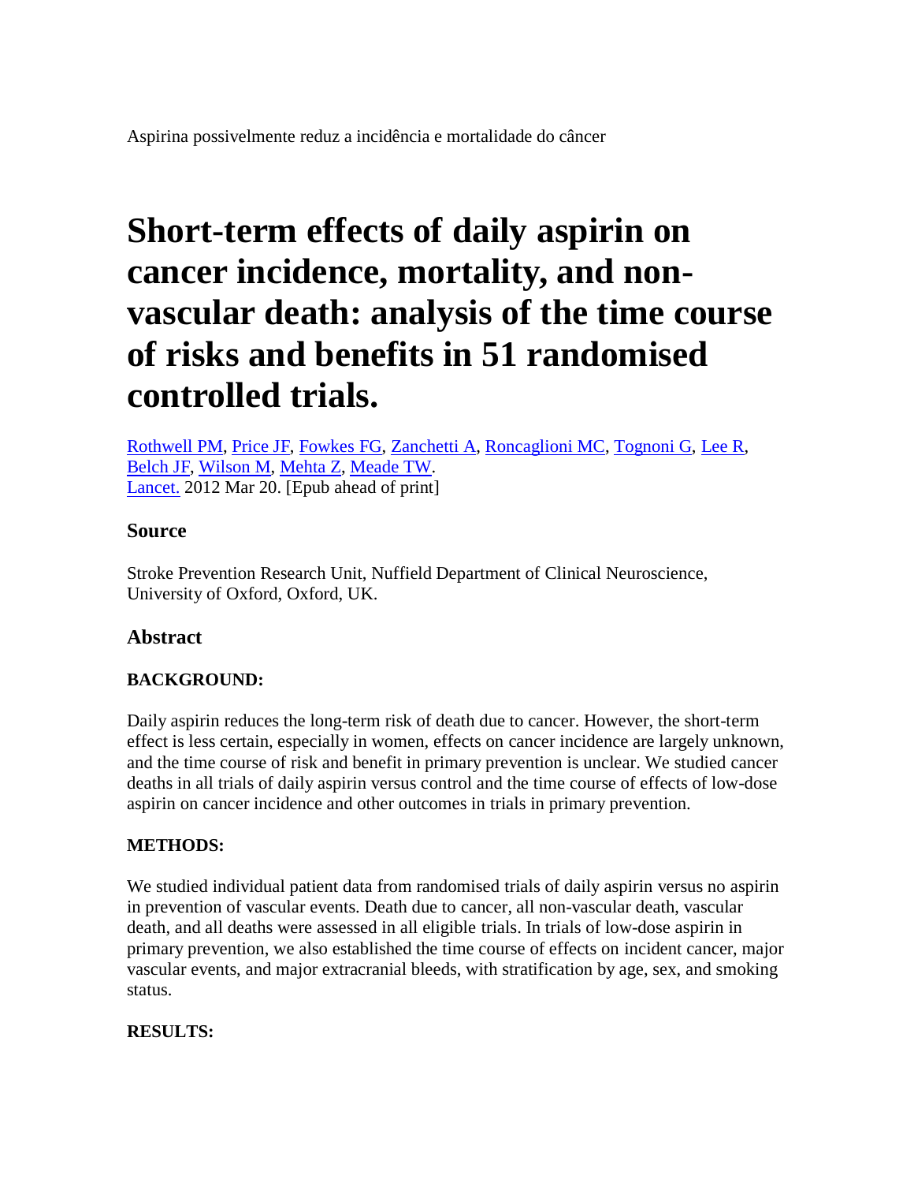Aspirina possivelmente reduz a incidência e mortalidade do câncer

# Short-term effects of daily aspirin on cancer incidence, mortality, and non-vascular death: analysis of the time course of risks and benefits in 51 randomised controlled trials.

Rothwell PM, Price JF, Fowkes FG, Zanchetti A, Roncaglioni MC, Tognoni G, Lee R, Belch JF, Wilson M, Mehta Z, Meade TW.
Lancet. 2012 Mar 20. [Epub ahead of print]

## Source

Stroke Prevention Research Unit, Nuffield Department of Clinical Neuroscience, University of Oxford, Oxford, UK.

## Abstract

### BACKGROUND:

Daily aspirin reduces the long-term risk of death due to cancer. However, the short-term effect is less certain, especially in women, effects on cancer incidence are largely unknown, and the time course of risk and benefit in primary prevention is unclear. We studied cancer deaths in all trials of daily aspirin versus control and the time course of effects of low-dose aspirin on cancer incidence and other outcomes in trials in primary prevention.

### METHODS:

We studied individual patient data from randomised trials of daily aspirin versus no aspirin in prevention of vascular events. Death due to cancer, all non-vascular death, vascular death, and all deaths were assessed in all eligible trials. In trials of low-dose aspirin in primary prevention, we also established the time course of effects on incident cancer, major vascular events, and major extracranial bleeds, with stratification by age, sex, and smoking status.

### RESULTS: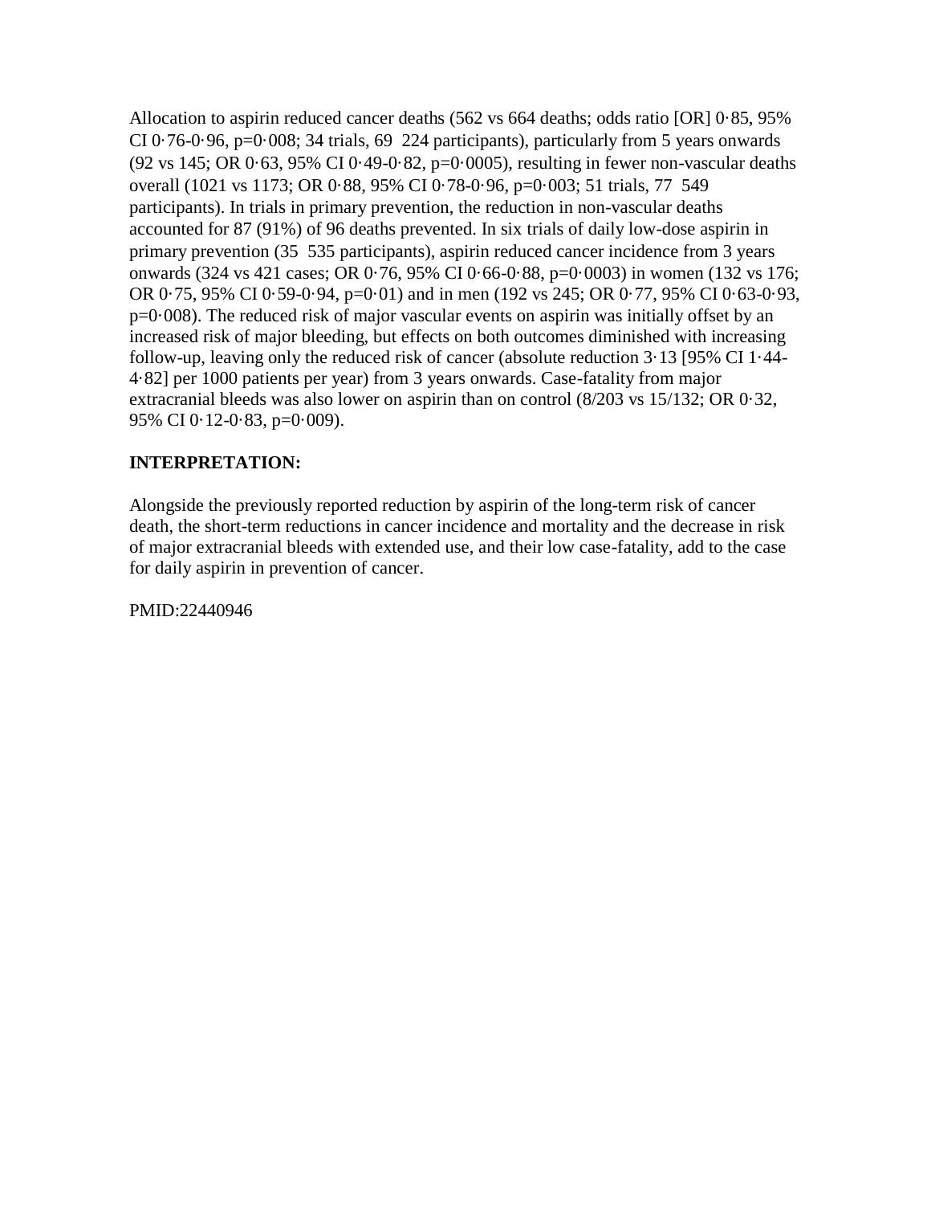Allocation to aspirin reduced cancer deaths (562 vs 664 deaths; odds ratio [OR] 0·85, 95% CI 0·76-0·96, p=0·008; 34 trials, 69 224 participants), particularly from 5 years onwards (92 vs 145; OR 0·63, 95% CI 0·49-0·82, p=0·0005), resulting in fewer non-vascular deaths overall (1021 vs 1173; OR 0·88, 95% CI 0·78-0·96, p=0·003; 51 trials, 77 549 participants). In trials in primary prevention, the reduction in non-vascular deaths accounted for 87 (91%) of 96 deaths prevented. In six trials of daily low-dose aspirin in primary prevention (35 535 participants), aspirin reduced cancer incidence from 3 years onwards (324 vs 421 cases; OR 0·76, 95% CI 0·66-0·88, p=0·0003) in women (132 vs 176; OR 0·75, 95% CI 0·59-0·94, p=0·01) and in men (192 vs 245; OR 0·77, 95% CI 0·63-0·93, p=0·008). The reduced risk of major vascular events on aspirin was initially offset by an increased risk of major bleeding, but effects on both outcomes diminished with increasing follow-up, leaving only the reduced risk of cancer (absolute reduction 3·13 [95% CI 1·44-4·82] per 1000 patients per year) from 3 years onwards. Case-fatality from major extracranial bleeds was also lower on aspirin than on control (8/203 vs 15/132; OR 0·32, 95% CI 0·12-0·83, p=0·009).

**INTERPRETATION:**

Alongside the previously reported reduction by aspirin of the long-term risk of cancer death, the short-term reductions in cancer incidence and mortality and the decrease in risk of major extracranial bleeds with extended use, and their low case-fatality, add to the case for daily aspirin in prevention of cancer.

PMID:22440946